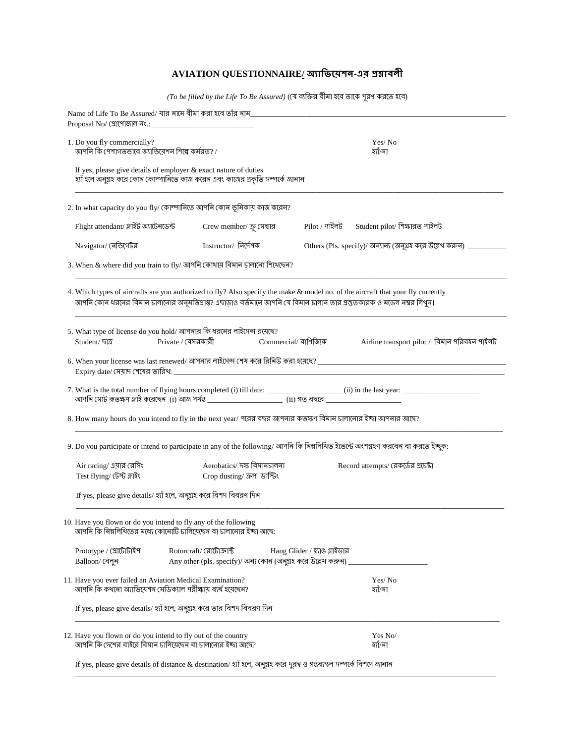# **AVIATION QUESTIONNAIRE/ অ্যাভিয়েশন-এর প্রশ্নাবলী**

*(To be filled by the Life To Be Assured)* (যে ব্যক্তির বীমা হবে তাকে পূরণ করতে হবে)

Name of Life To Be Assured/ যার নামে বীমা করা হবে তাঁর নাম____________________________________________________________________
Proposal No/ প্রোপোজাল নং.: ___________________________

1. Do you fly commercially? Yes/ No
   আপনি কি পেশাগতভাবে অ্যাভিয়েশন শিল্পে কর্মরত? / হ্যাঁ/না

   If yes, please give details of employer & exact nature of duties
   হ্যাঁ হলে অনুগ্রহ করে কোন কোম্পানিতে কাজ করেন এবং কাজের প্রকৃতি সম্পর্কে জানান
   ______________________________________________________________________________________________

2. In what capacity do you fly/ কোম্পানিতে আপনি কোন ভূমিকায় কাজ করেন?

   Flight attendant/ ফ্লাইট অ্যাটেনডেন্ট &nbsp;&nbsp; Crew member/ ক্রু মেম্বার &nbsp;&nbsp; Pilot / পাইলট &nbsp;&nbsp; Student pilot/ শিক্ষারত পাইলট

   Navigator/ নেভিগেটর &nbsp;&nbsp; Instructor/ নির্দেশক &nbsp;&nbsp; Others (Pls. specify)/ অন্যান্য (অনুগ্রহ করে উল্লেখ করুন) __________

3. When & where did you train to fly/ আপনি কোথায় বিমান চালানো শিখেছেন?
   ______________________________________________________________________________________________

4. Which types of aircrafts are you authorized to fly? Also specify the make & model no. of the aircraft that your fly currently
   আপনি কোন ধরনের বিমান চালানোর অনুমতিপ্রাপ্ত? এছাড়াও বর্তমানে আপনি যে বিমান চালান তার প্রস্তুতকারক ও মডেল নম্বর লিখুন।
   ______________________________________________________________________________________________

5. What type of license do you hold/ আপনার কি ধরনের লাইসেন্স রয়েছে?
   Student/ ছাত্র &nbsp;&nbsp; Private / বেসরকারী &nbsp;&nbsp; Commercial/ বাণিজ্যিক &nbsp;&nbsp; Airline transport pilot / বিমান পরিবহন পাইলট

6. When your license was last renewed/ আপনার লাইসেন্স শেষ করে রিনিউ করা হয়েছে? ______________________________________________
   Expiry date/ মেয়াদ শেষের তারিখ: ______________________________________________________________________________

7. What is the total number of flying hours completed (i) till date: ____________________ (ii) in the last year: ____________________
   আপনি মোট কতক্ষণ ফ্লাই করেছেন (i) আজ পর্যন্ত ____________________ (ii) গত বছরে ____________________

8. How many hours do you intend to fly in the next year/ পরের বছর আপনার কতক্ষণ বিমান চালানোর ইচ্ছা আপনার আছে?
   ______________________________________________________________________________________________

9. Do you participate or intend to participate in any of the following/ আপনি কি নিম্নলিখিত ইভেন্টে অংশগ্রহণ করবেন বা করতে ইচ্ছুক:

   Air racing/ এয়ার রেসিং &nbsp;&nbsp; Aerobatics/ দক্ষ বিমানচালনা &nbsp;&nbsp; Record attempts/ রেকর্ডের প্রচেষ্টা
   Test flying/ টেস্ট ফ্লাইং &nbsp;&nbsp; Crop dusting/ ক্রপ ডাস্টিং

   If yes, please give details/ হ্যাঁ হলে, অনুগ্রহ করে বিশদ বিবরণ দিন
   ______________________________________________________________________________________________

10. Have you flown or do you intend to fly any of the following
    আপনি কি নিম্নলিখিতের মধ্যে কোনোটি চালিয়েছেন বা চালানোর ইচ্ছা আছে:

    Prototype / প্রোটোটাইপ &nbsp;&nbsp; Rotorcraft/ রোটোক্রাফ্ট &nbsp;&nbsp; Hang Glider / হ্যাঙ গ্লাইডার
    Balloon/ বেলুন &nbsp;&nbsp; Any other (pls. specify)/ অন্য কোন (অনুগ্রহ করে উল্লেখ করুন) ____________________

11. Have you ever failed an Aviation Medical Examination? Yes/ No
    আপনি কি কখনো অ্যাভিয়েশন মেডিক্যাল পরীক্ষায় ব্যর্থ হয়েছেন? হ্যাঁ/না

    If yes, please give details/ হ্যাঁ হলে, অনুগ্রহ করে তার বিশদ বিবরণ দিন
    ______________________________________________________________________________________________

12. Have you flown or do you intend to fly out of the country Yes No/
    আপনি কি দেশের বাইরে বিমান চালিয়েছেন বা চালানোর ইচ্ছা আছে? হ্যাঁ/না

    If yes, please give details of distance & destination/ হ্যাঁ হলে, অনুগ্রহ করে দূরত্ব ও গন্তব্যস্থল সম্পর্কে বিশদে জানান
    ______________________________________________________________________________________________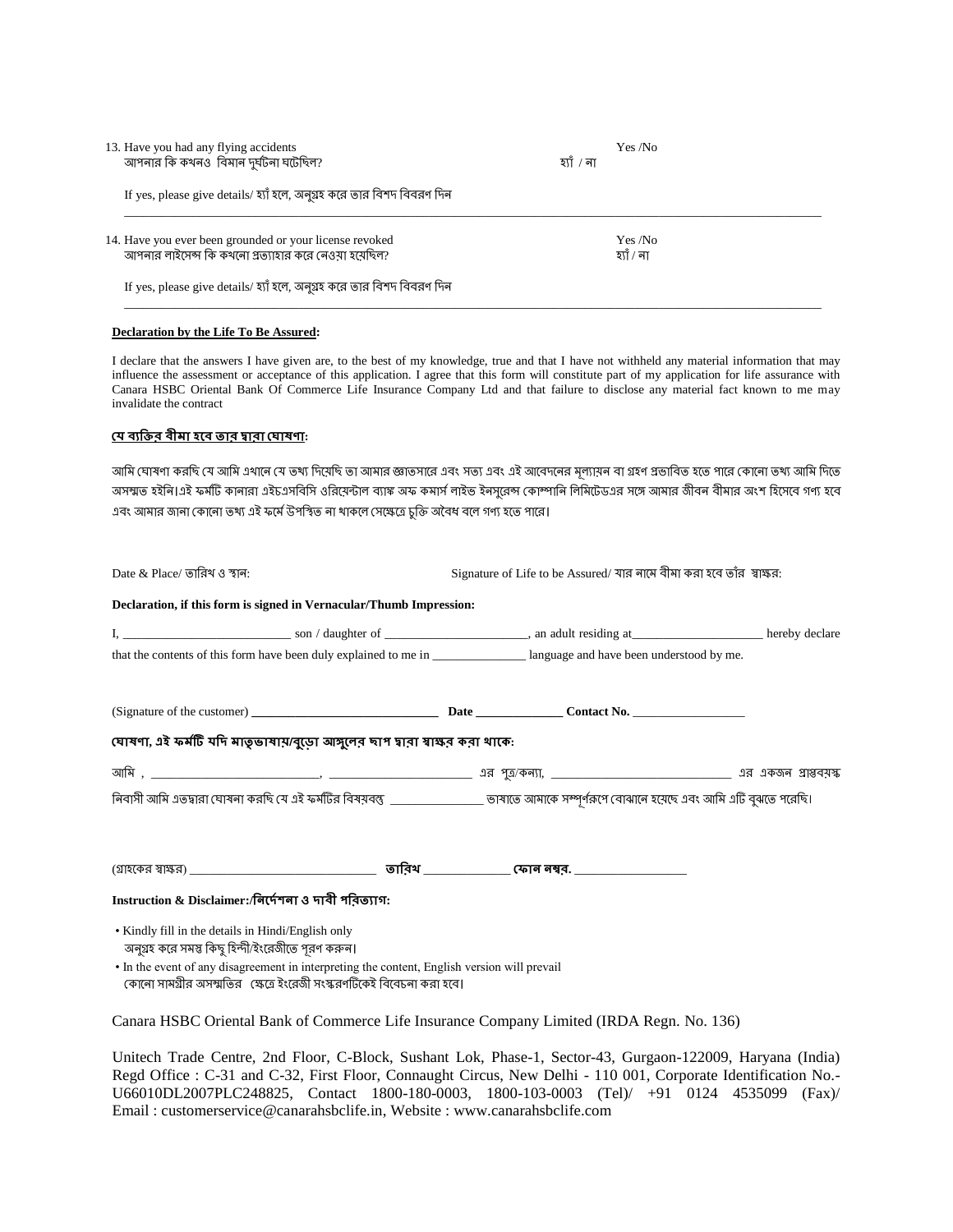13. Have you had any flying accidents Yes /No
    আপনার কি কখনও বিমান দুর্ঘটনা ঘটেছিল? হ্যাঁ / না

    If yes, please give details/ হ্যাঁ হলে, অনুগ্রহ করে তার বিশদ বিবরণ দিন

    ______________________________________________________________________________

14. Have you ever been grounded or your license revoked Yes /No
    আপনার লাইসেন্স কি কখনো প্রত্যাহার করে নেওয়া হয়েছিল? হ্যাঁ / না

    If yes, please give details/ হ্যাঁ হলে, অনুগ্রহ করে তার বিশদ বিবরণ দিন

    ______________________________________________________________________________

**Declaration by the Life To Be Assured:**

I declare that the answers I have given are, to the best of my knowledge, true and that I have not withheld any material information that may influence the assessment or acceptance of this application. I agree that this form will constitute part of my application for life assurance with Canara HSBC Oriental Bank Of Commerce Life Insurance Company Ltd and that failure to disclose any material fact known to me may invalidate the contract

**যে ব্যক্তির বীমা হবে তার দ্বারা ঘোষণা:**

আমি ঘোষণা করছি যে আমি এখানে যে তথ্য দিয়েছি তা আমার জ্ঞাতসারে এবং সত্য এবং এই আবেদনের মূল্যায়ন বা গ্রহণ প্রভাবিত হতে পারে কোনো তথ্য আমি দিতে অসম্মত হইনি।এই ফর্মটি কানারা এইচএসবিসি ওরিয়েন্টাল ব্যাঙ্ক অফ কমার্স লাইভ ইনসুরেন্স কোম্পানি লিমিটেডএর সঙ্গে আমার জীবন বীমার অংশ হিসেবে গণ্য হবে এবং আমার জানা কোনো তথ্য এই ফর্মে উপস্থিত না থাকলে সেক্ষেত্রে চুক্তি অবৈধ বলে গণ্য হতে পারে।

Date & Place/ তারিখ ও স্থান: Signature of Life to be Assured/ যার নামে বীমা করা হবে তাঁর স্বাক্ষর:

**Declaration, if this form is signed in Vernacular/Thumb Impression:**

I, __________________________ son / daughter of ______________________, an adult residing at_____________________ hereby declare that the contents of this form have been duly explained to me in _______________ language and have been understood by me.

(Signature of the customer) **______________________________ Date ______________ Contact No.** __________________

**ঘোষণা, এই ফর্মটি যদি মাতৃভাষায়/বুড়ো আঙ্গুলের ছাপ দ্বারা স্বাক্ষর করা থাকে:**

আমি , ___________________________, ______________________ এর পুত্র/কন্যা, ____________________________ এর একজন প্রাপ্তবয়স্ক নিবাসী আমি এতদ্বারা ঘোষনা করছি যে এই ফর্মটির বিষয়বস্তু _______________ ভাষাতে আমাকে সম্পূর্ণরূপে বোঝানো হয়েছে এবং আমি এটি বুঝতে পেরেছি।

(গ্রাহকের স্বাক্ষর) ______________________________ **তারিখ _____________ ফোন নম্বর.** _________________

**Instruction & Disclaimer:/নির্দেশনা ও দাবী পরিত্যাগ:**

- Kindly fill in the details in Hindi/English only
  অনুগ্রহ করে সমস্ত কিছু হিন্দী/ইংরেজীতে পূরণ করুন।
- In the event of any disagreement in interpreting the content, English version will prevail
  কোনো সামগ্রীর অসম্মতির ক্ষেত্রে ইংরেজী সংস্করণটিকেই বিবেচনা করা হবে।

Canara HSBC Oriental Bank of Commerce Life Insurance Company Limited (IRDA Regn. No. 136)

Unitech Trade Centre, 2nd Floor, C-Block, Sushant Lok, Phase-1, Sector-43, Gurgaon-122009, Haryana (India) Regd Office : C-31 and C-32, First Floor, Connaught Circus, New Delhi - 110 001, Corporate Identification No.- U66010DL2007PLC248825, Contact 1800-180-0003, 1800-103-0003 (Tel)/ +91 0124 4535099 (Fax)/ Email : customerservice@canarahsbclife.in, Website : www.canarahsbclife.com